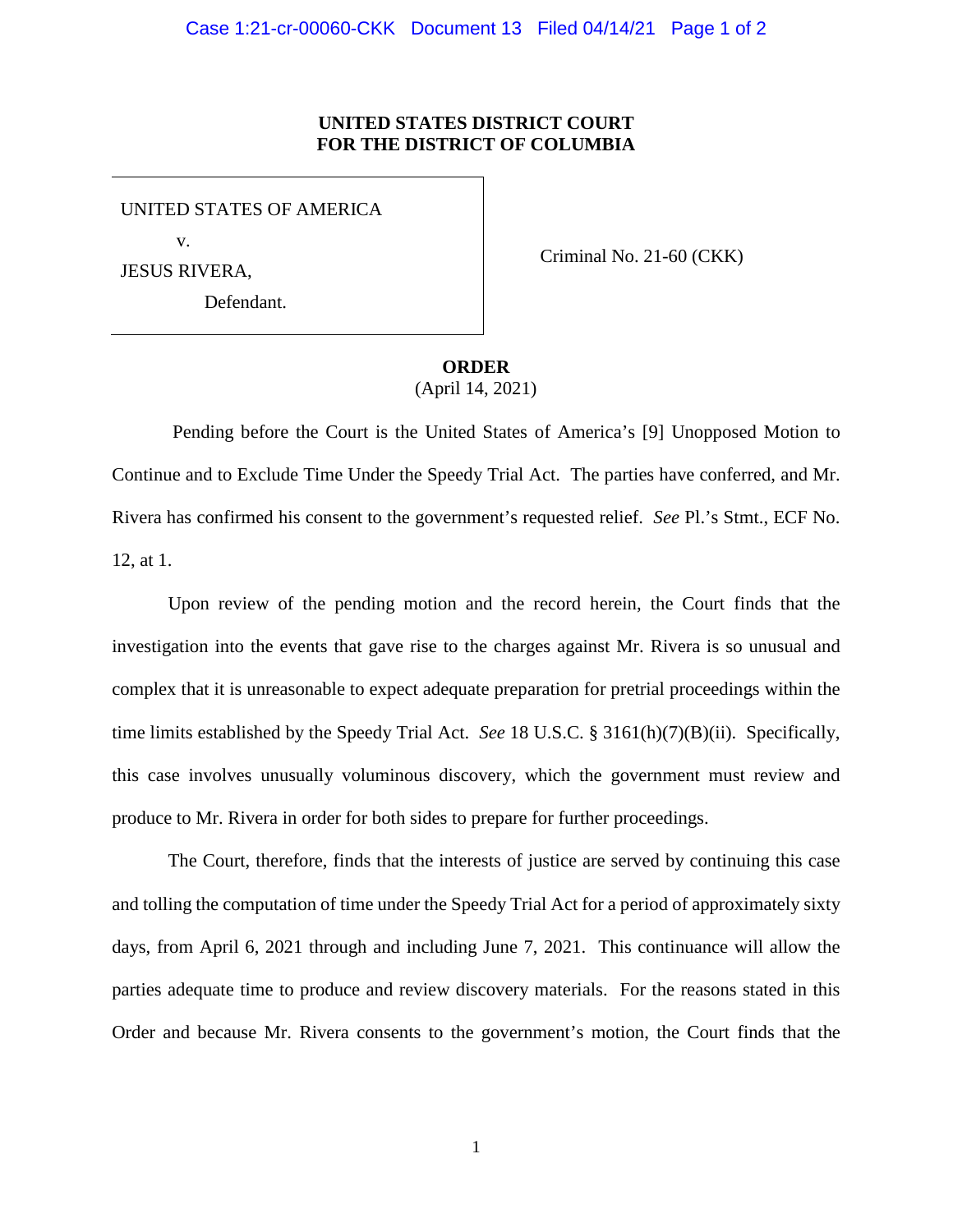**UNITED STATES DISTRICT COURT**
**FOR THE DISTRICT OF COLUMBIA**

UNITED STATES OF AMERICA

v.

JESUS RIVERA,

Defendant.

Criminal No. 21-60 (CKK)

**ORDER**
(April 14, 2021)

Pending before the Court is the United States of America's [9] Unopposed Motion to Continue and to Exclude Time Under the Speedy Trial Act. The parties have conferred, and Mr. Rivera has confirmed his consent to the government's requested relief. *See* Pl.'s Stmt., ECF No. 12, at 1.

Upon review of the pending motion and the record herein, the Court finds that the investigation into the events that gave rise to the charges against Mr. Rivera is so unusual and complex that it is unreasonable to expect adequate preparation for pretrial proceedings within the time limits established by the Speedy Trial Act. *See* 18 U.S.C. § 3161(h)(7)(B)(ii). Specifically, this case involves unusually voluminous discovery, which the government must review and produce to Mr. Rivera in order for both sides to prepare for further proceedings.

The Court, therefore, finds that the interests of justice are served by continuing this case and tolling the computation of time under the Speedy Trial Act for a period of approximately sixty days, from April 6, 2021 through and including June 7, 2021. This continuance will allow the parties adequate time to produce and review discovery materials. For the reasons stated in this Order and because Mr. Rivera consents to the government's motion, the Court finds that the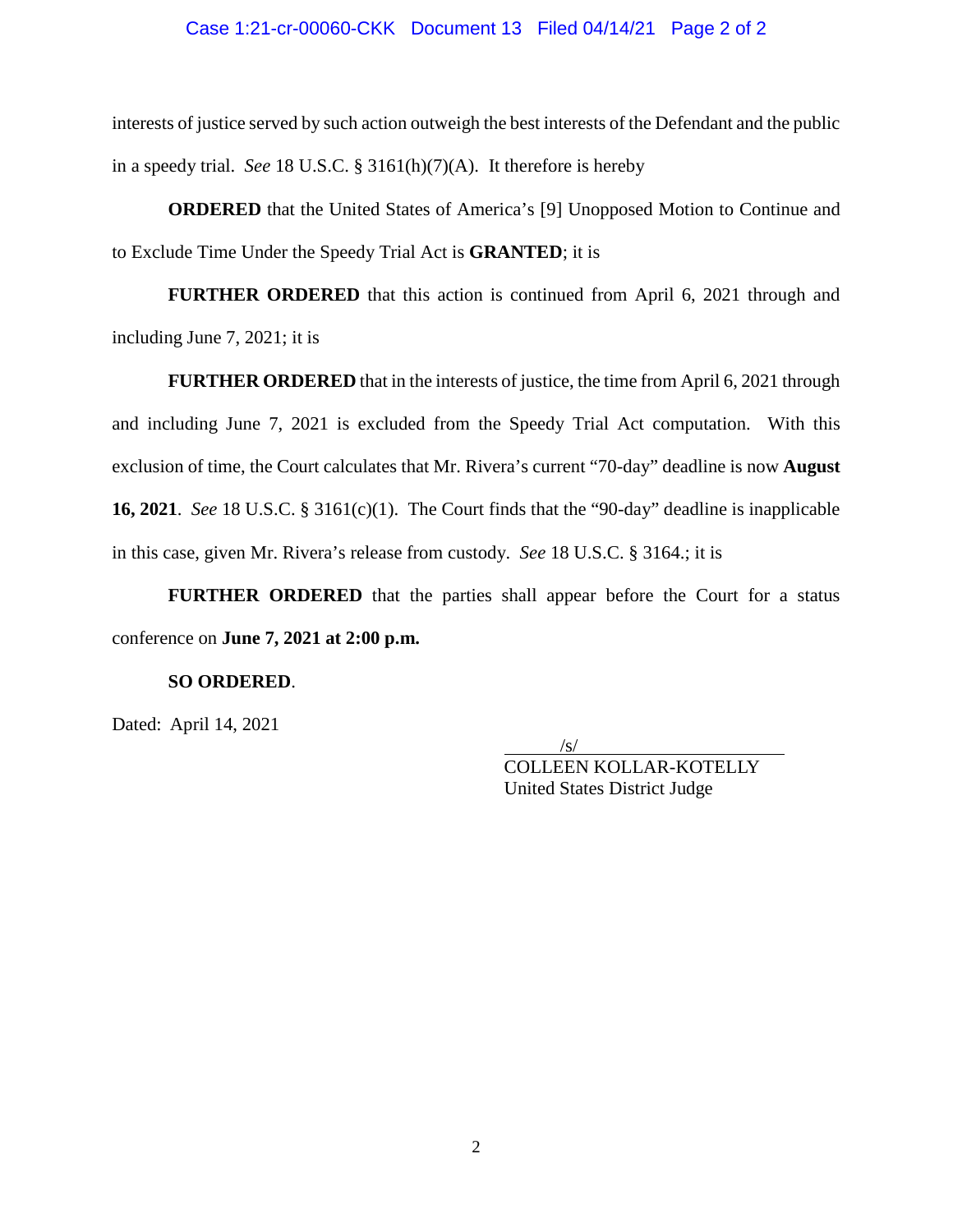interests of justice served by such action outweigh the best interests of the Defendant and the public in a speedy trial. *See* 18 U.S.C. § 3161(h)(7)(A). It therefore is hereby

**ORDERED** that the United States of America's [9] Unopposed Motion to Continue and to Exclude Time Under the Speedy Trial Act is **GRANTED**; it is

**FURTHER ORDERED** that this action is continued from April 6, 2021 through and including June 7, 2021; it is

**FURTHER ORDERED** that in the interests of justice, the time from April 6, 2021 through and including June 7, 2021 is excluded from the Speedy Trial Act computation. With this exclusion of time, the Court calculates that Mr. Rivera's current "70-day" deadline is now **August 16, 2021**. *See* 18 U.S.C. § 3161(c)(1). The Court finds that the "90-day" deadline is inapplicable in this case, given Mr. Rivera's release from custody. *See* 18 U.S.C. § 3164.; it is

**FURTHER ORDERED** that the parties shall appear before the Court for a status conference on **June 7, 2021 at 2:00 p.m.**

**SO ORDERED**.

Dated: April 14, 2021

/s/
COLLEEN KOLLAR-KOTELLY
United States District Judge